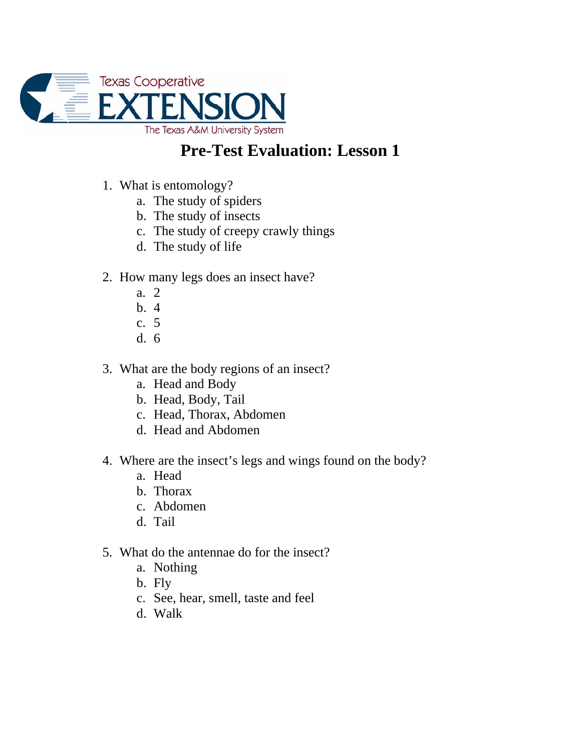Texas Cooperative

EXTENSION

The Texas A&M University System

# Pre-Test Evaluation: Lesson 1

1. What is entomology?
    a. The study of spiders
    b. The study of insects
    c. The study of creepy crawly things
    d. The study of life

2. How many legs does an insect have?
    a. 2
    b. 4
    c. 5
    d. 6

3. What are the body regions of an insect?
    a. Head and Body
    b. Head, Body, Tail
    c. Head, Thorax, Abdomen
    d. Head and Abdomen

4. Where are the insect's legs and wings found on the body?
    a. Head
    b. Thorax
    c. Abdomen
    d. Tail

5. What do the antennae do for the insect?
    a. Nothing
    b. Fly
    c. See, hear, smell, taste and feel
    d. Walk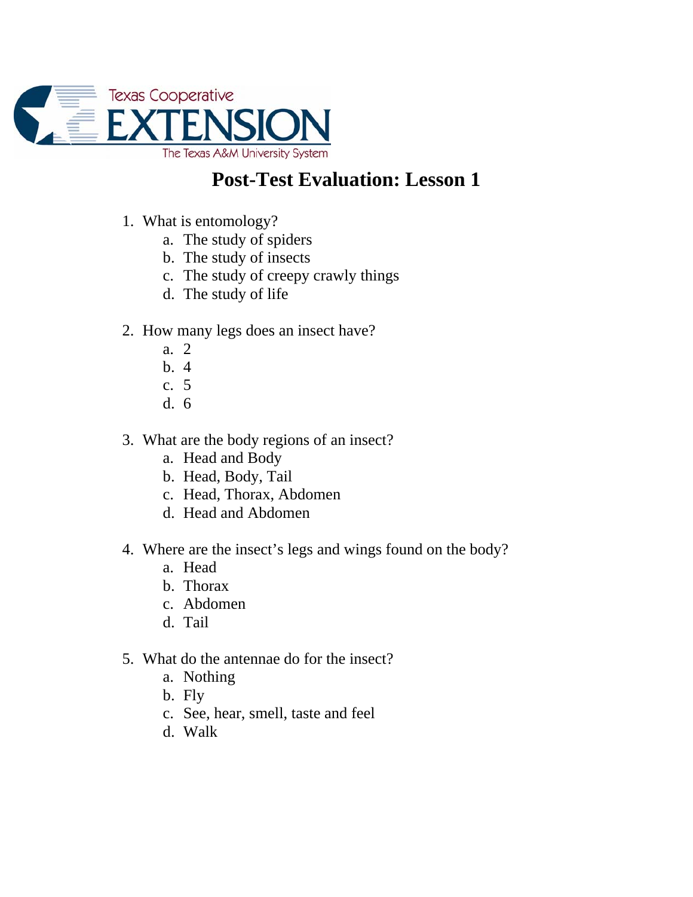Texas Cooperative

EXTENSION

The Texas A&M University System

# Post-Test Evaluation: Lesson 1

1. What is entomology?
    a. The study of spiders
    b. The study of insects
    c. The study of creepy crawly things
    d. The study of life

2. How many legs does an insect have?
    a. 2
    b. 4
    c. 5
    d. 6

3. What are the body regions of an insect?
    a. Head and Body
    b. Head, Body, Tail
    c. Head, Thorax, Abdomen
    d. Head and Abdomen

4. Where are the insect's legs and wings found on the body?
    a. Head
    b. Thorax
    c. Abdomen
    d. Tail

5. What do the antennae do for the insect?
    a. Nothing
    b. Fly
    c. See, hear, smell, taste and feel
    d. Walk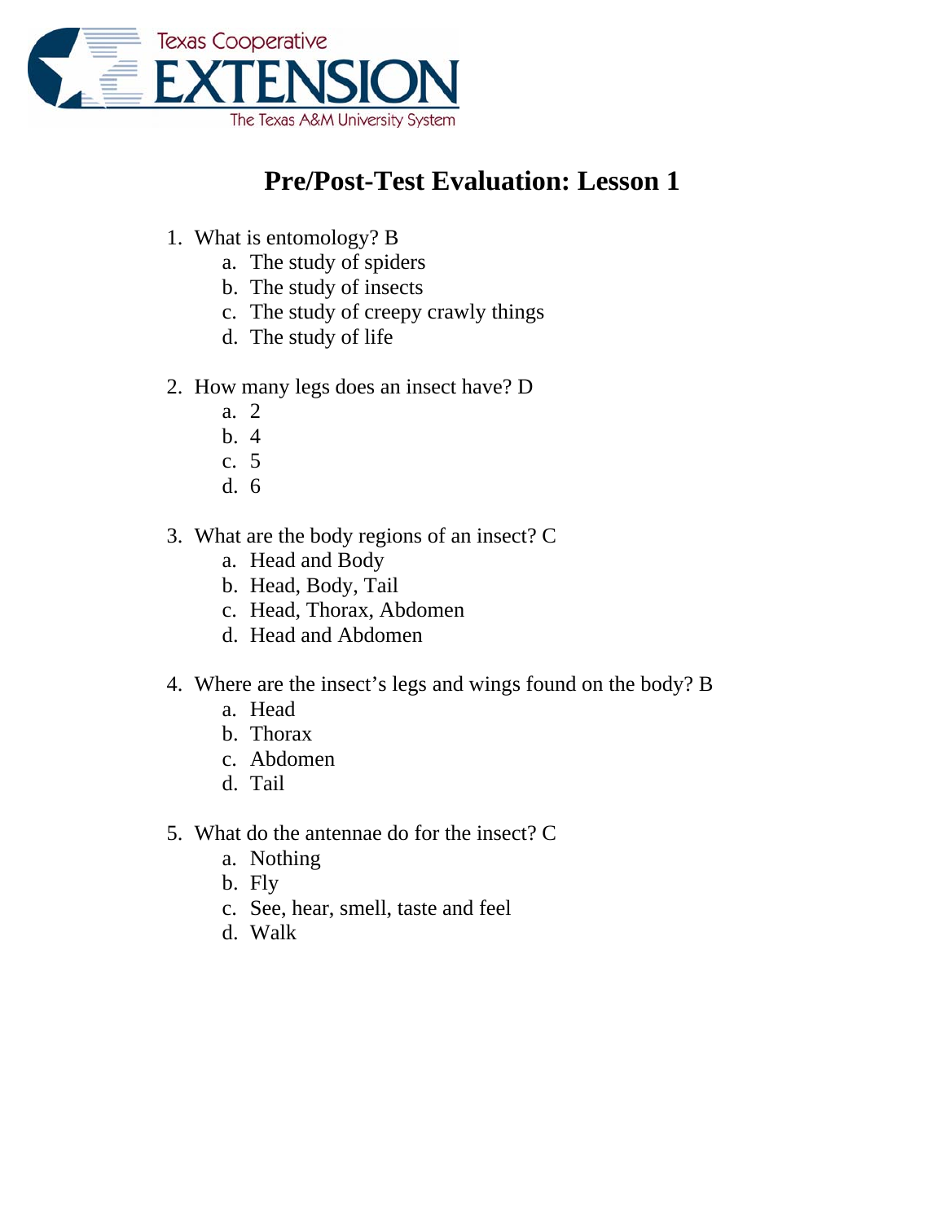Texas Cooperative
EXTENSION
The Texas A&M University System

# Pre/Post-Test Evaluation: Lesson 1

1. What is entomology? B
    a. The study of spiders
    b. The study of insects
    c. The study of creepy crawly things
    d. The study of life

2. How many legs does an insect have? D
    a. 2
    b. 4
    c. 5
    d. 6

3. What are the body regions of an insect? C
    a. Head and Body
    b. Head, Body, Tail
    c. Head, Thorax, Abdomen
    d. Head and Abdomen

4. Where are the insect's legs and wings found on the body? B
    a. Head
    b. Thorax
    c. Abdomen
    d. Tail

5. What do the antennae do for the insect? C
    a. Nothing
    b. Fly
    c. See, hear, smell, taste and feel
    d. Walk